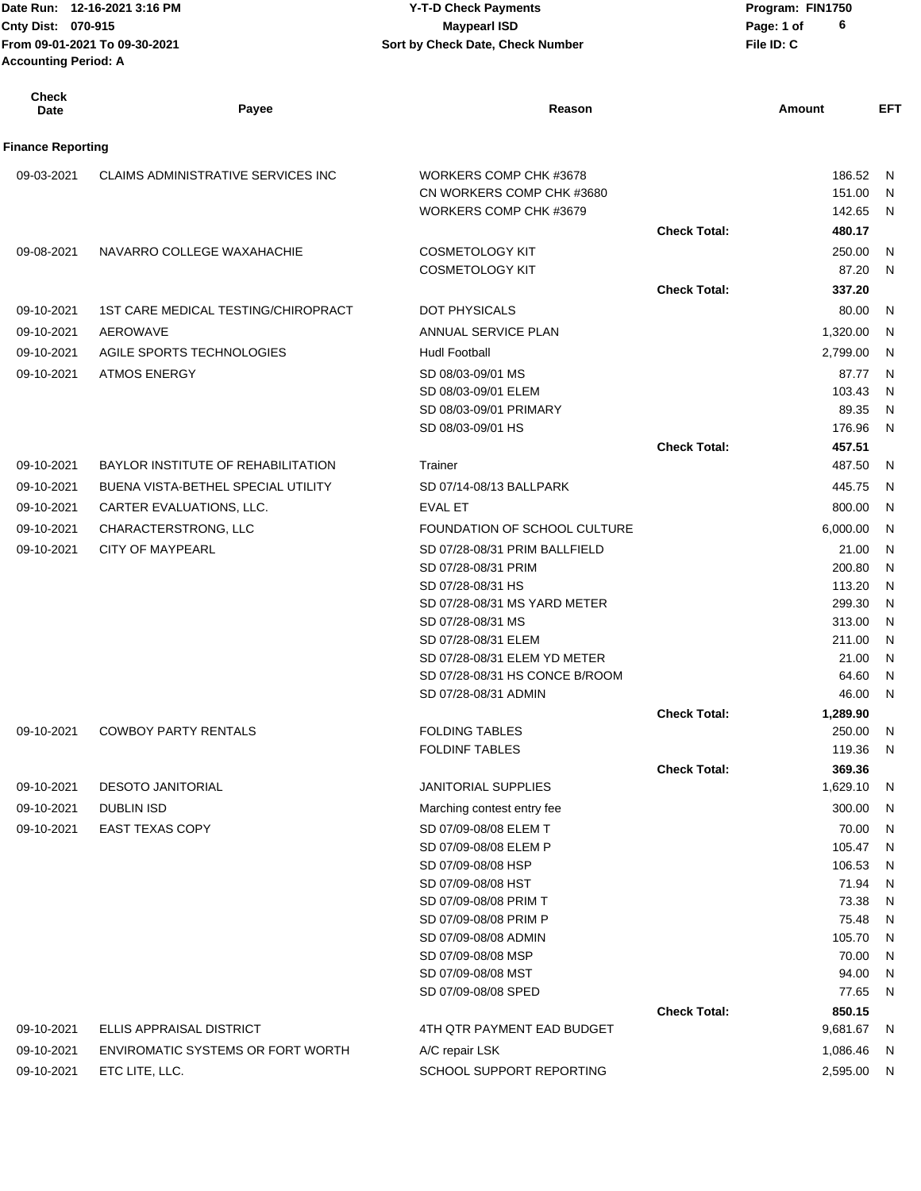Date Run: 12-16-2021 3:16 PM
Cnty Dist: 070-915
From 09-01-2021 To 09-30-2021
Accounting Period: A

**Y-T-D Check Payments**
**Maypearl ISD**
**Sort by Check Date, Check Number**

Program: FIN1750
File ID: C

| Check Date | Payee | Reason | | Amount | EFT |
|---|---|---|---|---|---|
| **Finance Reporting** | | | | | |
| 09-03-2021 | CLAIMS ADMINISTRATIVE SERVICES INC | WORKERS COMP CHK #3678 | | 186.52 | N |
| | | CN WORKERS COMP CHK #3680 | | 151.00 | N |
| | | WORKERS COMP CHK #3679 | | 142.65 | N |
| | | | **Check Total:** | **480.17** | |
| 09-08-2021 | NAVARRO COLLEGE WAXAHACHIE | COSMETOLOGY KIT | | 250.00 | N |
| | | COSMETOLOGY KIT | | 87.20 | N |
| | | | **Check Total:** | **337.20** | |
| 09-10-2021 | 1ST CARE MEDICAL TESTING/CHIROPRACT | DOT PHYSICALS | | 80.00 | N |
| 09-10-2021 | AEROWAVE | ANNUAL SERVICE PLAN | | 1,320.00 | N |
| 09-10-2021 | AGILE SPORTS TECHNOLOGIES | Hudl Football | | 2,799.00 | N |
| 09-10-2021 | ATMOS ENERGY | SD 08/03-09/01 MS | | 87.77 | N |
| | | SD 08/03-09/01 ELEM | | 103.43 | N |
| | | SD 08/03-09/01 PRIMARY | | 89.35 | N |
| | | SD 08/03-09/01 HS | | 176.96 | N |
| | | | **Check Total:** | **457.51** | |
| 09-10-2021 | BAYLOR INSTITUTE OF REHABILITATION | Trainer | | 487.50 | N |
| 09-10-2021 | BUENA VISTA-BETHEL SPECIAL UTILITY | SD 07/14-08/13 BALLPARK | | 445.75 | N |
| 09-10-2021 | CARTER EVALUATIONS, LLC. | EVAL ET | | 800.00 | N |
| 09-10-2021 | CHARACTERSTRONG, LLC | FOUNDATION OF SCHOOL CULTURE | | 6,000.00 | N |
| 09-10-2021 | CITY OF MAYPEARL | SD 07/28-08/31 PRIM BALLFIELD | | 21.00 | N |
| | | SD 07/28-08/31 PRIM | | 200.80 | N |
| | | SD 07/28-08/31 HS | | 113.20 | N |
| | | SD 07/28-08/31 MS YARD METER | | 299.30 | N |
| | | SD 07/28-08/31 MS | | 313.00 | N |
| | | SD 07/28-08/31 ELEM | | 211.00 | N |
| | | SD 07/28-08/31 ELEM YD METER | | 21.00 | N |
| | | SD 07/28-08/31 HS CONCE B/ROOM | | 64.60 | N |
| | | SD 07/28-08/31 ADMIN | | 46.00 | N |
| | | | **Check Total:** | **1,289.90** | |
| 09-10-2021 | COWBOY PARTY RENTALS | FOLDING TABLES | | 250.00 | N |
| | | FOLDINF TABLES | | 119.36 | N |
| | | | **Check Total:** | **369.36** | |
| 09-10-2021 | DESOTO JANITORIAL | JANITORIAL SUPPLIES | | 1,629.10 | N |
| 09-10-2021 | DUBLIN ISD | Marching contest entry fee | | 300.00 | N |
| 09-10-2021 | EAST TEXAS COPY | SD 07/09-08/08 ELEM T | | 70.00 | N |
| | | SD 07/09-08/08 ELEM P | | 105.47 | N |
| | | SD 07/09-08/08 HSP | | 106.53 | N |
| | | SD 07/09-08/08 HST | | 71.94 | N |
| | | SD 07/09-08/08 PRIM T | | 73.38 | N |
| | | SD 07/09-08/08 PRIM P | | 75.48 | N |
| | | SD 07/09-08/08 ADMIN | | 105.70 | N |
| | | SD 07/09-08/08 MSP | | 70.00 | N |
| | | SD 07/09-08/08 MST | | 94.00 | N |
| | | SD 07/09-08/08 SPED | | 77.65 | N |
| | | | **Check Total:** | **850.15** | |
| 09-10-2021 | ELLIS APPRAISAL DISTRICT | 4TH QTR PAYMENT EAD BUDGET | | 9,681.67 | N |
| 09-10-2021 | ENVIROMATIC SYSTEMS OR FORT WORTH | A/C repair LSK | | 1,086.46 | N |
| 09-10-2021 | ETC LITE, LLC. | SCHOOL SUPPORT REPORTING | | 2,595.00 | N |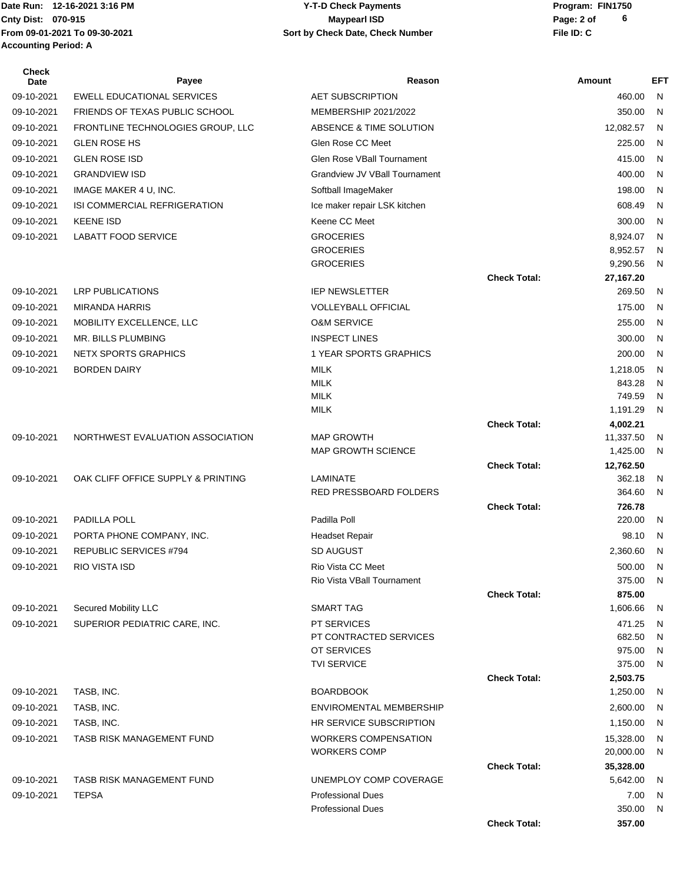Date Run: 12-16-2021 3:16 PM
Cnty Dist: 070-915
From 09-01-2021 To 09-30-2021
Accounting Period: A

**Y-T-D Check Payments**
**Maypearl ISD**
**Sort by Check Date, Check Number**

Program: FIN1750
File ID: C

| Check Date | Payee | Reason | | Amount | EFT |
|---|---|---|---|---|---|
| 09-10-2021 | EWELL EDUCATIONAL SERVICES | AET SUBSCRIPTION | | 460.00 | N |
| 09-10-2021 | FRIENDS OF TEXAS PUBLIC SCHOOL | MEMBERSHIP 2021/2022 | | 350.00 | N |
| 09-10-2021 | FRONTLINE TECHNOLOGIES GROUP, LLC | ABSENCE & TIME SOLUTION | | 12,082.57 | N |
| 09-10-2021 | GLEN ROSE HS | Glen Rose CC Meet | | 225.00 | N |
| 09-10-2021 | GLEN ROSE ISD | Glen Rose VBall Tournament | | 415.00 | N |
| 09-10-2021 | GRANDVIEW ISD | Grandview JV VBall Tournament | | 400.00 | N |
| 09-10-2021 | IMAGE MAKER 4 U, INC. | Softball ImageMaker | | 198.00 | N |
| 09-10-2021 | ISI COMMERCIAL REFRIGERATION | Ice maker repair LSK kitchen | | 608.49 | N |
| 09-10-2021 | KEENE ISD | Keene CC Meet | | 300.00 | N |
| 09-10-2021 | LABATT FOOD SERVICE | GROCERIES | | 8,924.07 | N |
| | | GROCERIES | | 8,952.57 | N |
| | | GROCERIES | | 9,290.56 | N |
| | | | **Check Total:** | **27,167.20** | |
| 09-10-2021 | LRP PUBLICATIONS | IEP NEWSLETTER | | 269.50 | N |
| 09-10-2021 | MIRANDA HARRIS | VOLLEYBALL OFFICIAL | | 175.00 | N |
| 09-10-2021 | MOBILITY EXCELLENCE, LLC | O&M SERVICE | | 255.00 | N |
| 09-10-2021 | MR. BILLS PLUMBING | INSPECT LINES | | 300.00 | N |
| 09-10-2021 | NETX SPORTS GRAPHICS | 1 YEAR SPORTS GRAPHICS | | 200.00 | N |
| 09-10-2021 | BORDEN DAIRY | MILK | | 1,218.05 | N |
| | | MILK | | 843.28 | N |
| | | MILK | | 749.59 | N |
| | | MILK | | 1,191.29 | N |
| | | | **Check Total:** | **4,002.21** | |
| 09-10-2021 | NORTHWEST EVALUATION ASSOCIATION | MAP GROWTH | | 11,337.50 | N |
| | | MAP GROWTH SCIENCE | | 1,425.00 | N |
| | | | **Check Total:** | **12,762.50** | |
| 09-10-2021 | OAK CLIFF OFFICE SUPPLY & PRINTING | LAMINATE | | 362.18 | N |
| | | RED PRESSBOARD FOLDERS | | 364.60 | N |
| | | | **Check Total:** | **726.78** | |
| 09-10-2021 | PADILLA POLL | Padilla Poll | | 220.00 | N |
| 09-10-2021 | PORTA PHONE COMPANY, INC. | Headset Repair | | 98.10 | N |
| 09-10-2021 | REPUBLIC SERVICES #794 | SD AUGUST | | 2,360.60 | N |
| 09-10-2021 | RIO VISTA ISD | Rio Vista CC Meet | | 500.00 | N |
| | | Rio Vista VBall Tournament | | 375.00 | N |
| | | | **Check Total:** | **875.00** | |
| 09-10-2021 | Secured Mobility LLC | SMART TAG | | 1,606.66 | N |
| 09-10-2021 | SUPERIOR PEDIATRIC CARE, INC. | PT SERVICES | | 471.25 | N |
| | | PT CONTRACTED SERVICES | | 682.50 | N |
| | | OT SERVICES | | 975.00 | N |
| | | TVI SERVICE | | 375.00 | N |
| | | | **Check Total:** | **2,503.75** | |
| 09-10-2021 | TASB, INC. | BOARDBOOK | | 1,250.00 | N |
| 09-10-2021 | TASB, INC. | ENVIROMENTAL MEMBERSHIP | | 2,600.00 | N |
| 09-10-2021 | TASB, INC. | HR SERVICE SUBSCRIPTION | | 1,150.00 | N |
| 09-10-2021 | TASB RISK MANAGEMENT FUND | WORKERS COMPENSATION | | 15,328.00 | N |
| | | WORKERS COMP | | 20,000.00 | N |
| | | | **Check Total:** | **35,328.00** | |
| 09-10-2021 | TASB RISK MANAGEMENT FUND | UNEMPLOY COMP COVERAGE | | 5,642.00 | N |
| 09-10-2021 | TEPSA | Professional Dues | | 7.00 | N |
| | | Professional Dues | | 350.00 | N |
| | | | **Check Total:** | **357.00** | |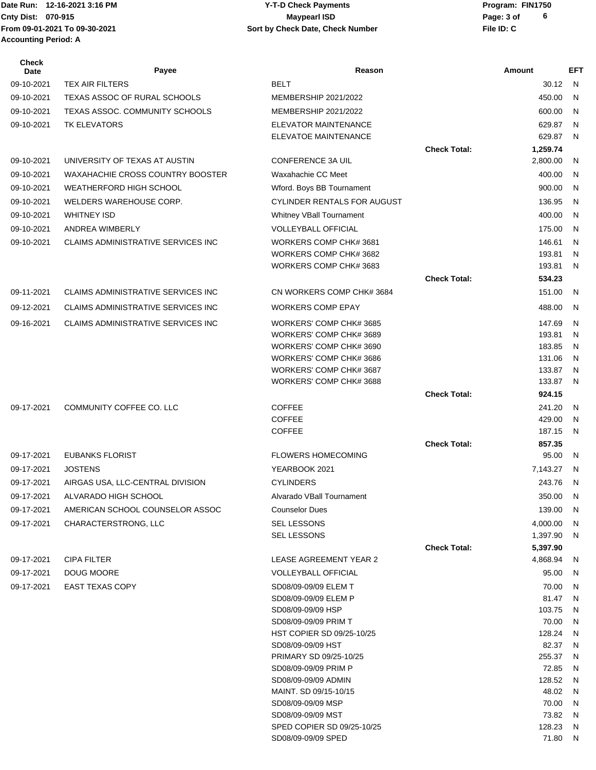Date Run: 12-16-2021 3:16 PM
Cnty Dist: 070-915
From 09-01-2021 To 09-30-2021
Accounting Period: A

**Y-T-D Check Payments**
**Maypearl ISD**
**Sort by Check Date, Check Number**

Program: FIN1750
File ID: C

| Check Date | Payee | Reason | | Amount | EFT |
|---|---|---|---|---|---|
| 09-10-2021 | TEX AIR FILTERS | BELT | | 30.12 | N |
| 09-10-2021 | TEXAS ASSOC OF RURAL SCHOOLS | MEMBERSHIP 2021/2022 | | 450.00 | N |
| 09-10-2021 | TEXAS ASSOC. COMMUNITY SCHOOLS | MEMBERSHIP 2021/2022 | | 600.00 | N |
| 09-10-2021 | TK ELEVATORS | ELEVATOR MAINTENANCE | | 629.87 | N |
| | | ELEVATOE MAINTENANCE | | 629.87 | N |
| | | | **Check Total:** | **1,259.74** | |
| 09-10-2021 | UNIVERSITY OF TEXAS AT AUSTIN | CONFERENCE 3A UIL | | 2,800.00 | N |
| 09-10-2021 | WAXAHACHIE CROSS COUNTRY BOOSTER | Waxahachie CC Meet | | 400.00 | N |
| 09-10-2021 | WEATHERFORD HIGH SCHOOL | Wford. Boys BB Tournament | | 900.00 | N |
| 09-10-2021 | WELDERS WAREHOUSE CORP. | CYLINDER RENTALS FOR AUGUST | | 136.95 | N |
| 09-10-2021 | WHITNEY ISD | Whitney VBall Tournament | | 400.00 | N |
| 09-10-2021 | ANDREA WIMBERLY | VOLLEYBALL OFFICIAL | | 175.00 | N |
| 09-10-2021 | CLAIMS ADMINISTRATIVE SERVICES INC | WORKERS COMP CHK# 3681 | | 146.61 | N |
| | | WORKERS COMP CHK# 3682 | | 193.81 | N |
| | | WORKERS COMP CHK# 3683 | | 193.81 | N |
| | | | **Check Total:** | **534.23** | |
| 09-11-2021 | CLAIMS ADMINISTRATIVE SERVICES INC | CN WORKERS COMP CHK# 3684 | | 151.00 | N |
| 09-12-2021 | CLAIMS ADMINISTRATIVE SERVICES INC | WORKERS COMP EPAY | | 488.00 | N |
| 09-16-2021 | CLAIMS ADMINISTRATIVE SERVICES INC | WORKERS' COMP CHK# 3685 | | 147.69 | N |
| | | WORKERS' COMP CHK# 3689 | | 193.81 | N |
| | | WORKERS' COMP CHK# 3690 | | 183.85 | N |
| | | WORKERS' COMP CHK# 3686 | | 131.06 | N |
| | | WORKERS' COMP CHK# 3687 | | 133.87 | N |
| | | WORKERS' COMP CHK# 3688 | | 133.87 | N |
| | | | **Check Total:** | **924.15** | |
| 09-17-2021 | COMMUNITY COFFEE CO. LLC | COFFEE | | 241.20 | N |
| | | COFFEE | | 429.00 | N |
| | | COFFEE | | 187.15 | N |
| | | | **Check Total:** | **857.35** | |
| 09-17-2021 | EUBANKS FLORIST | FLOWERS HOMECOMING | | 95.00 | N |
| 09-17-2021 | JOSTENS | YEARBOOK 2021 | | 7,143.27 | N |
| 09-17-2021 | AIRGAS USA, LLC-CENTRAL DIVISION | CYLINDERS | | 243.76 | N |
| 09-17-2021 | ALVARADO HIGH SCHOOL | Alvarado VBall Tournament | | 350.00 | N |
| 09-17-2021 | AMERICAN SCHOOL COUNSELOR ASSOC | Counselor Dues | | 139.00 | N |
| 09-17-2021 | CHARACTERSTRONG, LLC | SEL LESSONS | | 4,000.00 | N |
| | | SEL LESSONS | | 1,397.90 | N |
| | | | **Check Total:** | **5,397.90** | |
| 09-17-2021 | CIPA FILTER | LEASE AGREEMENT YEAR 2 | | 4,868.94 | N |
| 09-17-2021 | DOUG MOORE | VOLLEYBALL OFFICIAL | | 95.00 | N |
| 09-17-2021 | EAST TEXAS COPY | SD08/09-09/09 ELEM T | | 70.00 | N |
| | | SD08/09-09/09 ELEM P | | 81.47 | N |
| | | SD08/09-09/09 HSP | | 103.75 | N |
| | | SD08/09-09/09 PRIM T | | 70.00 | N |
| | | HST COPIER SD 09/25-10/25 | | 128.24 | N |
| | | SD08/09-09/09 HST | | 82.37 | N |
| | | PRIMARY SD 09/25-10/25 | | 255.37 | N |
| | | SD08/09-09/09 PRIM P | | 72.85 | N |
| | | SD08/09-09/09 ADMIN | | 128.52 | N |
| | | MAINT. SD 09/15-10/15 | | 48.02 | N |
| | | SD08/09-09/09 MSP | | 70.00 | N |
| | | SD08/09-09/09 MST | | 73.82 | N |
| | | SPED COPIER SD 09/25-10/25 | | 128.23 | N |
| | | SD08/09-09/09 SPED | | 71.80 | N |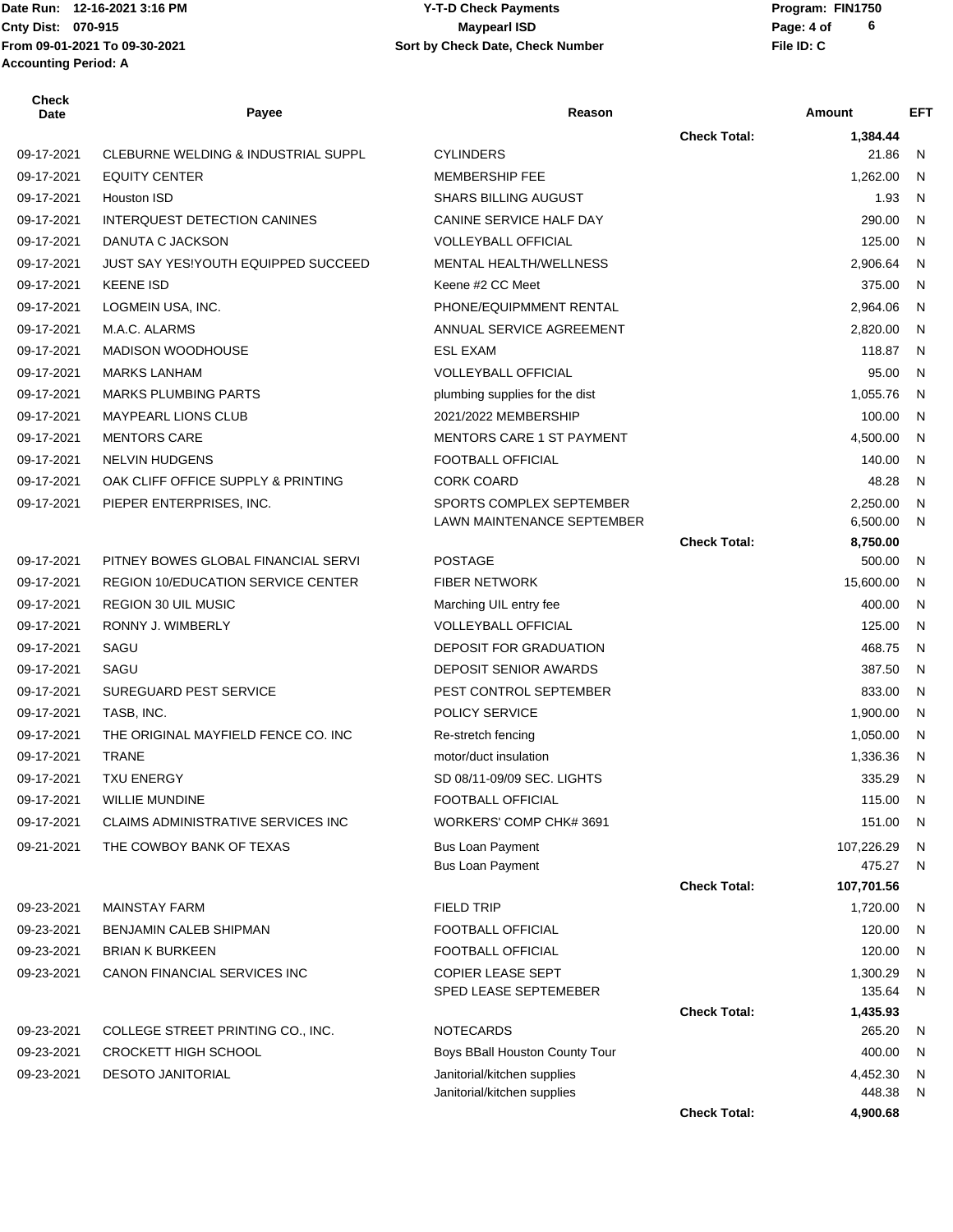Date Run: 12-16-2021 3:16 PM
Cnty Dist: 070-915
From 09-01-2021 To 09-30-2021
Accounting Period: A

**Y-T-D Check Payments**
**Maypearl ISD**
**Sort by Check Date, Check Number**

Program: FIN1750
File ID: C

| Check Date | Payee | Reason | | Amount | EFT |
|---|---|---|---|---|---|
| | | | **Check Total:** | **1,384.44** | |
| 09-17-2021 | CLEBURNE WELDING & INDUSTRIAL SUPPL | CYLINDERS | | 21.86 | N |
| 09-17-2021 | EQUITY CENTER | MEMBERSHIP FEE | | 1,262.00 | N |
| 09-17-2021 | Houston ISD | SHARS BILLING AUGUST | | 1.93 | N |
| 09-17-2021 | INTERQUEST DETECTION CANINES | CANINE SERVICE HALF DAY | | 290.00 | N |
| 09-17-2021 | DANUTA C JACKSON | VOLLEYBALL OFFICIAL | | 125.00 | N |
| 09-17-2021 | JUST SAY YES!YOUTH EQUIPPED SUCCEED | MENTAL HEALTH/WELLNESS | | 2,906.64 | N |
| 09-17-2021 | KEENE ISD | Keene #2 CC Meet | | 375.00 | N |
| 09-17-2021 | LOGMEIN USA, INC. | PHONE/EQUIPMMENT RENTAL | | 2,964.06 | N |
| 09-17-2021 | M.A.C. ALARMS | ANNUAL SERVICE AGREEMENT | | 2,820.00 | N |
| 09-17-2021 | MADISON WOODHOUSE | ESL EXAM | | 118.87 | N |
| 09-17-2021 | MARKS LANHAM | VOLLEYBALL OFFICIAL | | 95.00 | N |
| 09-17-2021 | MARKS PLUMBING PARTS | plumbing supplies for the dist | | 1,055.76 | N |
| 09-17-2021 | MAYPEARL LIONS CLUB | 2021/2022 MEMBERSHIP | | 100.00 | N |
| 09-17-2021 | MENTORS CARE | MENTORS CARE 1 ST PAYMENT | | 4,500.00 | N |
| 09-17-2021 | NELVIN HUDGENS | FOOTBALL OFFICIAL | | 140.00 | N |
| 09-17-2021 | OAK CLIFF OFFICE SUPPLY & PRINTING | CORK COARD | | 48.28 | N |
| 09-17-2021 | PIEPER ENTERPRISES, INC. | SPORTS COMPLEX SEPTEMBER | | 2,250.00 | N |
| | | LAWN MAINTENANCE SEPTEMBER | | 6,500.00 | N |
| | | | **Check Total:** | **8,750.00** | |
| 09-17-2021 | PITNEY BOWES GLOBAL FINANCIAL SERVI | POSTAGE | | 500.00 | N |
| 09-17-2021 | REGION 10/EDUCATION SERVICE CENTER | FIBER NETWORK | | 15,600.00 | N |
| 09-17-2021 | REGION 30 UIL MUSIC | Marching UIL entry fee | | 400.00 | N |
| 09-17-2021 | RONNY J. WIMBERLY | VOLLEYBALL OFFICIAL | | 125.00 | N |
| 09-17-2021 | SAGU | DEPOSIT FOR GRADUATION | | 468.75 | N |
| 09-17-2021 | SAGU | DEPOSIT SENIOR AWARDS | | 387.50 | N |
| 09-17-2021 | SUREGUARD PEST SERVICE | PEST CONTROL SEPTEMBER | | 833.00 | N |
| 09-17-2021 | TASB, INC. | POLICY SERVICE | | 1,900.00 | N |
| 09-17-2021 | THE ORIGINAL MAYFIELD FENCE CO. INC | Re-stretch fencing | | 1,050.00 | N |
| 09-17-2021 | TRANE | motor/duct insulation | | 1,336.36 | N |
| 09-17-2021 | TXU ENERGY | SD 08/11-09/09 SEC. LIGHTS | | 335.29 | N |
| 09-17-2021 | WILLIE MUNDINE | FOOTBALL OFFICIAL | | 115.00 | N |
| 09-17-2021 | CLAIMS ADMINISTRATIVE SERVICES INC | WORKERS' COMP CHK# 3691 | | 151.00 | N |
| 09-21-2021 | THE COWBOY BANK OF TEXAS | Bus Loan Payment | | 107,226.29 | N |
| | | Bus Loan Payment | | 475.27 | N |
| | | | **Check Total:** | **107,701.56** | |
| 09-23-2021 | MAINSTAY FARM | FIELD TRIP | | 1,720.00 | N |
| 09-23-2021 | BENJAMIN CALEB SHIPMAN | FOOTBALL OFFICIAL | | 120.00 | N |
| 09-23-2021 | BRIAN K BURKEEN | FOOTBALL OFFICIAL | | 120.00 | N |
| 09-23-2021 | CANON FINANCIAL SERVICES INC | COPIER LEASE SEPT | | 1,300.29 | N |
| | | SPED LEASE SEPTEMEBER | | 135.64 | N |
| | | | **Check Total:** | **1,435.93** | |
| 09-23-2021 | COLLEGE STREET PRINTING CO., INC. | NOTECARDS | | 265.20 | N |
| 09-23-2021 | CROCKETT HIGH SCHOOL | Boys BBall Houston County Tour | | 400.00 | N |
| 09-23-2021 | DESOTO JANITORIAL | Janitorial/kitchen supplies | | 4,452.30 | N |
| | | Janitorial/kitchen supplies | | 448.38 | N |
| | | | **Check Total:** | **4,900.68** | |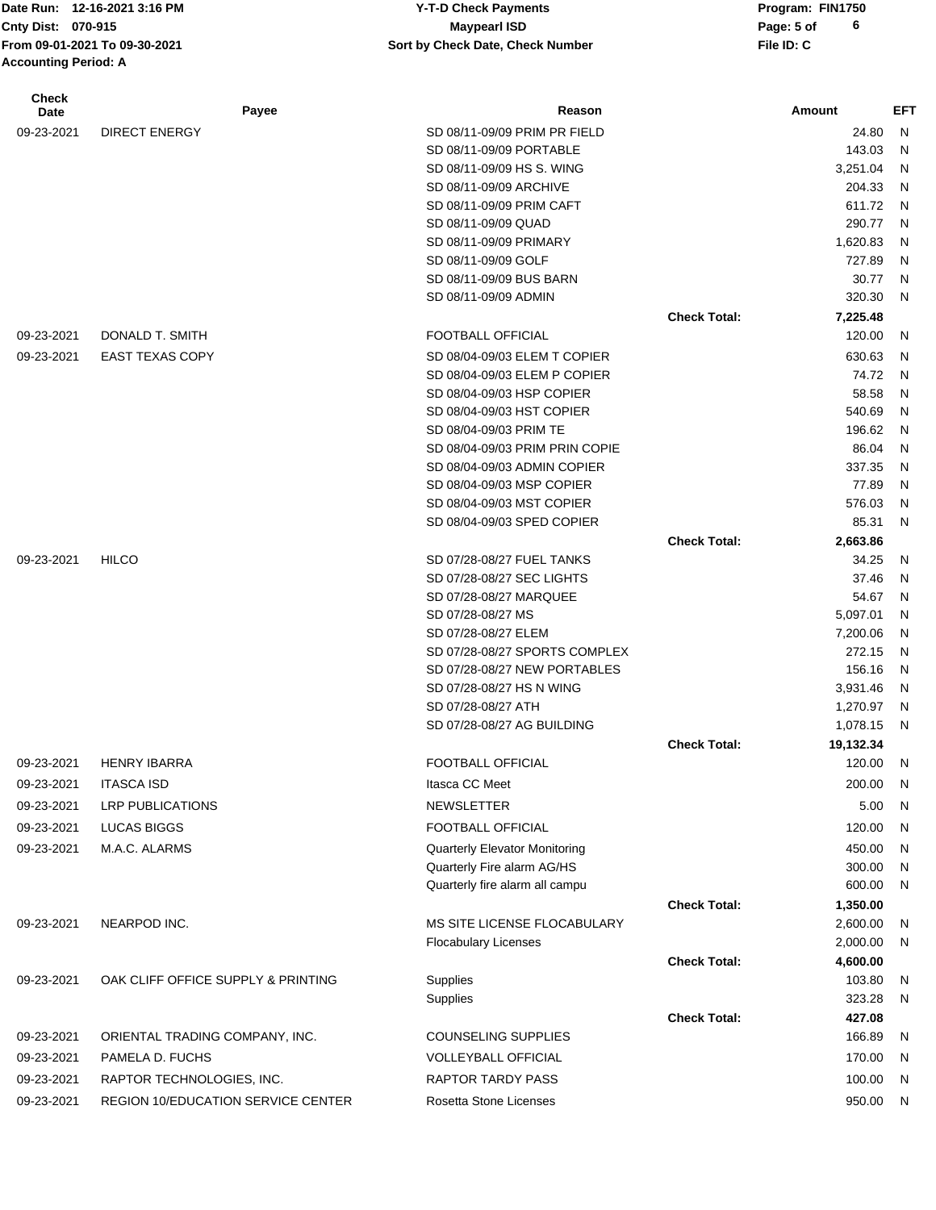Date Run: 12-16-2021 3:16 PM
Cnty Dist: 070-915
From 09-01-2021 To 09-30-2021
Accounting Period: A

**Y-T-D Check Payments**
**Maypearl ISD**
**Sort by Check Date, Check Number**

Program: FIN1750
File ID: C

| Check Date | Payee | Reason | | Amount | EFT |
|---|---|---|---|---|---|
| 09-23-2021 | DIRECT ENERGY | SD 08/11-09/09 PRIM PR FIELD | | 24.80 | N |
| | | SD 08/11-09/09 PORTABLE | | 143.03 | N |
| | | SD 08/11-09/09 HS S. WING | | 3,251.04 | N |
| | | SD 08/11-09/09 ARCHIVE | | 204.33 | N |
| | | SD 08/11-09/09 PRIM CAFT | | 611.72 | N |
| | | SD 08/11-09/09 QUAD | | 290.77 | N |
| | | SD 08/11-09/09 PRIMARY | | 1,620.83 | N |
| | | SD 08/11-09/09 GOLF | | 727.89 | N |
| | | SD 08/11-09/09 BUS BARN | | 30.77 | N |
| | | SD 08/11-09/09 ADMIN | | 320.30 | N |
| | | | **Check Total:** | **7,225.48** | |
| 09-23-2021 | DONALD T. SMITH | FOOTBALL OFFICIAL | | 120.00 | N |
| 09-23-2021 | EAST TEXAS COPY | SD 08/04-09/03 ELEM T COPIER | | 630.63 | N |
| | | SD 08/04-09/03 ELEM P COPIER | | 74.72 | N |
| | | SD 08/04-09/03 HSP COPIER | | 58.58 | N |
| | | SD 08/04-09/03 HST COPIER | | 540.69 | N |
| | | SD 08/04-09/03 PRIM TE | | 196.62 | N |
| | | SD 08/04-09/03 PRIM PRIN COPIE | | 86.04 | N |
| | | SD 08/04-09/03 ADMIN COPIER | | 337.35 | N |
| | | SD 08/04-09/03 MSP COPIER | | 77.89 | N |
| | | SD 08/04-09/03 MST COPIER | | 576.03 | N |
| | | SD 08/04-09/03 SPED COPIER | | 85.31 | N |
| | | | **Check Total:** | **2,663.86** | |
| 09-23-2021 | HILCO | SD 07/28-08/27 FUEL TANKS | | 34.25 | N |
| | | SD 07/28-08/27 SEC LIGHTS | | 37.46 | N |
| | | SD 07/28-08/27 MARQUEE | | 54.67 | N |
| | | SD 07/28-08/27 MS | | 5,097.01 | N |
| | | SD 07/28-08/27 ELEM | | 7,200.06 | N |
| | | SD 07/28-08/27 SPORTS COMPLEX | | 272.15 | N |
| | | SD 07/28-08/27 NEW PORTABLES | | 156.16 | N |
| | | SD 07/28-08/27 HS N WING | | 3,931.46 | N |
| | | SD 07/28-08/27 ATH | | 1,270.97 | N |
| | | SD 07/28-08/27 AG BUILDING | | 1,078.15 | N |
| | | | **Check Total:** | **19,132.34** | |
| 09-23-2021 | HENRY IBARRA | FOOTBALL OFFICIAL | | 120.00 | N |
| 09-23-2021 | ITASCA ISD | Itasca CC Meet | | 200.00 | N |
| 09-23-2021 | LRP PUBLICATIONS | NEWSLETTER | | 5.00 | N |
| 09-23-2021 | LUCAS BIGGS | FOOTBALL OFFICIAL | | 120.00 | N |
| 09-23-2021 | M.A.C. ALARMS | Quarterly Elevator Monitoring | | 450.00 | N |
| | | Quarterly Fire alarm AG/HS | | 300.00 | N |
| | | Quarterly fire alarm all campu | | 600.00 | N |
| | | | **Check Total:** | **1,350.00** | |
| 09-23-2021 | NEARPOD INC. | MS SITE LICENSE FLOCABULARY | | 2,600.00 | N |
| | | Flocabulary Licenses | | 2,000.00 | N |
| | | | **Check Total:** | **4,600.00** | |
| 09-23-2021 | OAK CLIFF OFFICE SUPPLY & PRINTING | Supplies | | 103.80 | N |
| | | Supplies | | 323.28 | N |
| | | | **Check Total:** | **427.08** | |
| 09-23-2021 | ORIENTAL TRADING COMPANY, INC. | COUNSELING SUPPLIES | | 166.89 | N |
| 09-23-2021 | PAMELA D. FUCHS | VOLLEYBALL OFFICIAL | | 170.00 | N |
| 09-23-2021 | RAPTOR TECHNOLOGIES, INC. | RAPTOR TARDY PASS | | 100.00 | N |
| 09-23-2021 | REGION 10/EDUCATION SERVICE CENTER | Rosetta Stone Licenses | | 950.00 | N |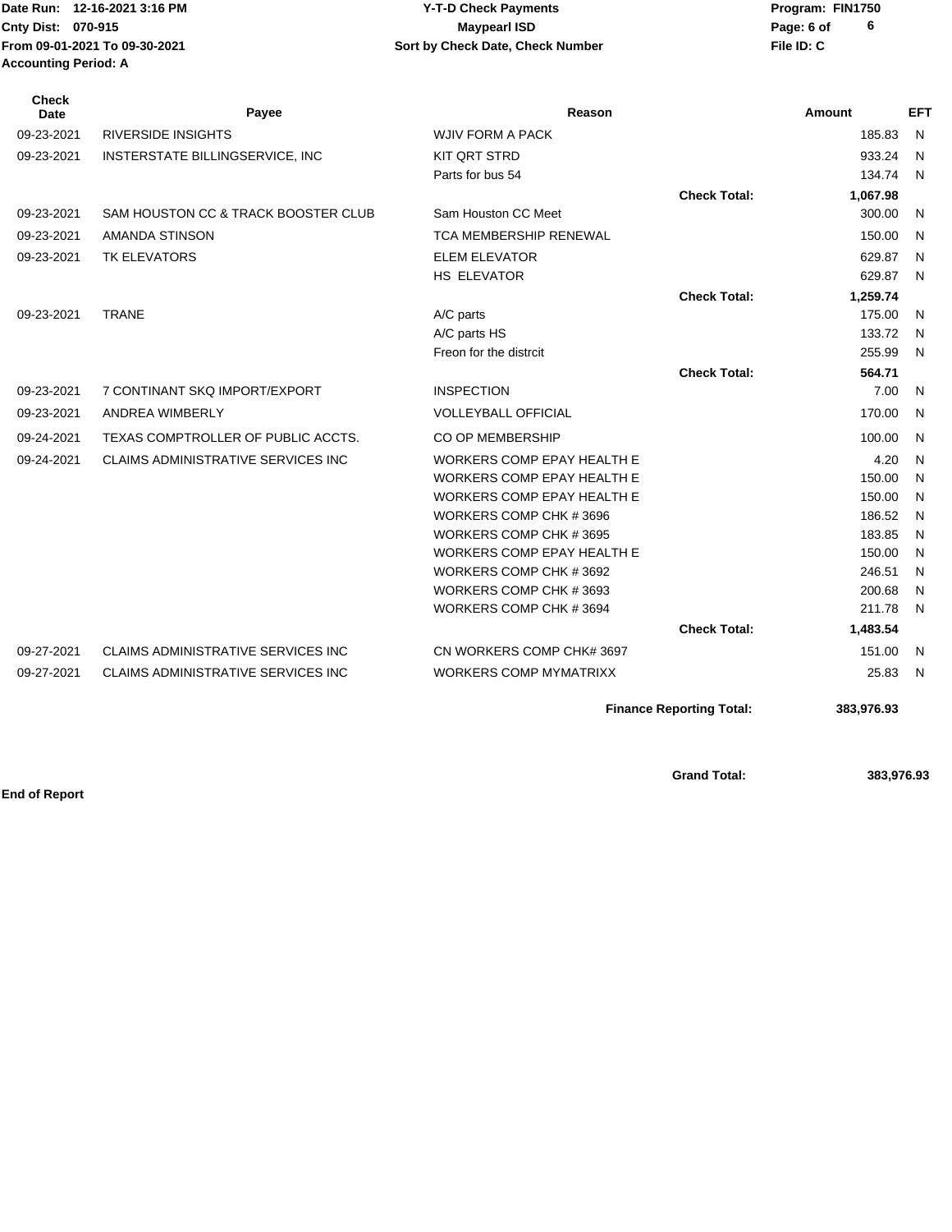| Check Date | Payee | Reason | | Amount | EFT |
|---|---|---|---|---|---|
| 09-23-2021 | RIVERSIDE INSIGHTS | WJIV FORM A PACK | | 185.83 | N |
| 09-23-2021 | INSTERSTATE BILLINGSERVICE, INC | KIT QRT STRD | | 933.24 | N |
| | | Parts for bus 54 | | 134.74 | N |
| | | | **Check Total:** | **1,067.98** | |
| 09-23-2021 | SAM HOUSTON CC & TRACK BOOSTER CLUB | Sam Houston CC Meet | | 300.00 | N |
| 09-23-2021 | AMANDA STINSON | TCA MEMBERSHIP RENEWAL | | 150.00 | N |
| 09-23-2021 | TK ELEVATORS | ELEM ELEVATOR | | 629.87 | N |
| | | HS ELEVATOR | | 629.87 | N |
| | | | **Check Total:** | **1,259.74** | |
| 09-23-2021 | TRANE | A/C parts | | 175.00 | N |
| | | A/C parts HS | | 133.72 | N |
| | | Freon for the distrcit | | 255.99 | N |
| | | | **Check Total:** | **564.71** | |
| 09-23-2021 | 7 CONTINANT SKQ IMPORT/EXPORT | INSPECTION | | 7.00 | N |
| 09-23-2021 | ANDREA WIMBERLY | VOLLEYBALL OFFICIAL | | 170.00 | N |
| 09-24-2021 | TEXAS COMPTROLLER OF PUBLIC ACCTS. | CO OP MEMBERSHIP | | 100.00 | N |
| 09-24-2021 | CLAIMS ADMINISTRATIVE SERVICES INC | WORKERS COMP EPAY HEALTH E | | 4.20 | N |
| | | WORKERS COMP EPAY HEALTH E | | 150.00 | N |
| | | WORKERS COMP EPAY HEALTH E | | 150.00 | N |
| | | WORKERS COMP CHK # 3696 | | 186.52 | N |
| | | WORKERS COMP CHK # 3695 | | 183.85 | N |
| | | WORKERS COMP EPAY HEALTH E | | 150.00 | N |
| | | WORKERS COMP CHK # 3692 | | 246.51 | N |
| | | WORKERS COMP CHK # 3693 | | 200.68 | N |
| | | WORKERS COMP CHK # 3694 | | 211.78 | N |
| | | | **Check Total:** | **1,483.54** | |
| 09-27-2021 | CLAIMS ADMINISTRATIVE SERVICES INC | CN WORKERS COMP CHK# 3697 | | 151.00 | N |
| 09-27-2021 | CLAIMS ADMINISTRATIVE SERVICES INC | WORKERS COMP MYMATRIXX | | 25.83 | N |
| | | | **Finance Reporting Total:** | **383,976.93** | |

**Grand Total:** **383,976.93**

**End of Report**